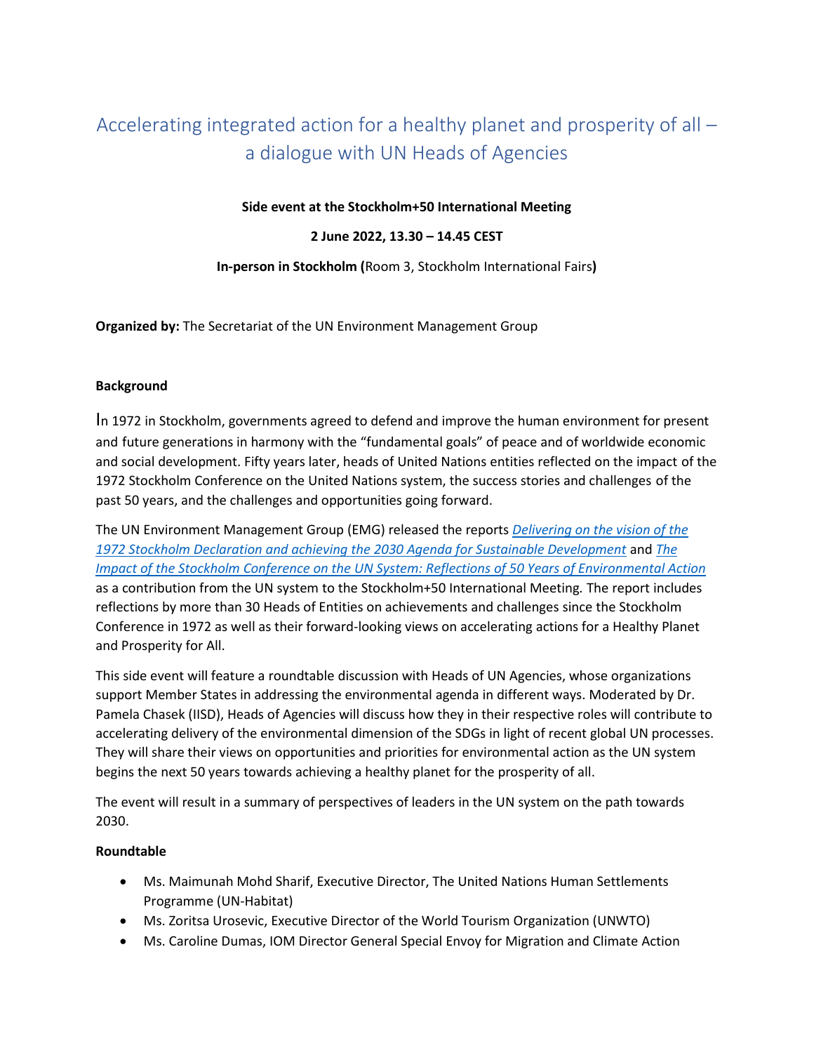# Accelerating integrated action for a healthy planet and prosperity of all – a dialogue with UN Heads of Agencies

**Side event at the Stockholm+50 International Meeting**

**2 June 2022, 13.30 – 14.45 CEST**

**In-person in Stockholm (**Room 3, Stockholm International Fairs**)**

**Organized by:** The Secretariat of the UN Environment Management Group

**Background**

In 1972 in Stockholm, governments agreed to defend and improve the human environment for present and future generations in harmony with the "fundamental goals" of peace and of worldwide economic and social development. Fifty years later, heads of United Nations entities reflected on the impact of the 1972 Stockholm Conference on the United Nations system, the success stories and challenges of the past 50 years, and the challenges and opportunities going forward.

The UN Environment Management Group (EMG) released the reports *Delivering on the vision of the 1972 Stockholm Declaration and achieving the 2030 Agenda for Sustainable Development* and *The Impact of the Stockholm Conference on the UN System: Reflections of 50 Years of Environmental Action* as a contribution from the UN system to the Stockholm+50 International Meeting. The report includes reflections by more than 30 Heads of Entities on achievements and challenges since the Stockholm Conference in 1972 as well as their forward-looking views on accelerating actions for a Healthy Planet and Prosperity for All.

This side event will feature a roundtable discussion with Heads of UN Agencies, whose organizations support Member States in addressing the environmental agenda in different ways. Moderated by Dr. Pamela Chasek (IISD), Heads of Agencies will discuss how they in their respective roles will contribute to accelerating delivery of the environmental dimension of the SDGs in light of recent global UN processes. They will share their views on opportunities and priorities for environmental action as the UN system begins the next 50 years towards achieving a healthy planet for the prosperity of all.

The event will result in a summary of perspectives of leaders in the UN system on the path towards 2030.

**Roundtable**

- Ms. Maimunah Mohd Sharif, Executive Director, The United Nations Human Settlements Programme (UN-Habitat)
- Ms. Zoritsa Urosevic, Executive Director of the World Tourism Organization (UNWTO)
- Ms. Caroline Dumas, IOM Director General Special Envoy for Migration and Climate Action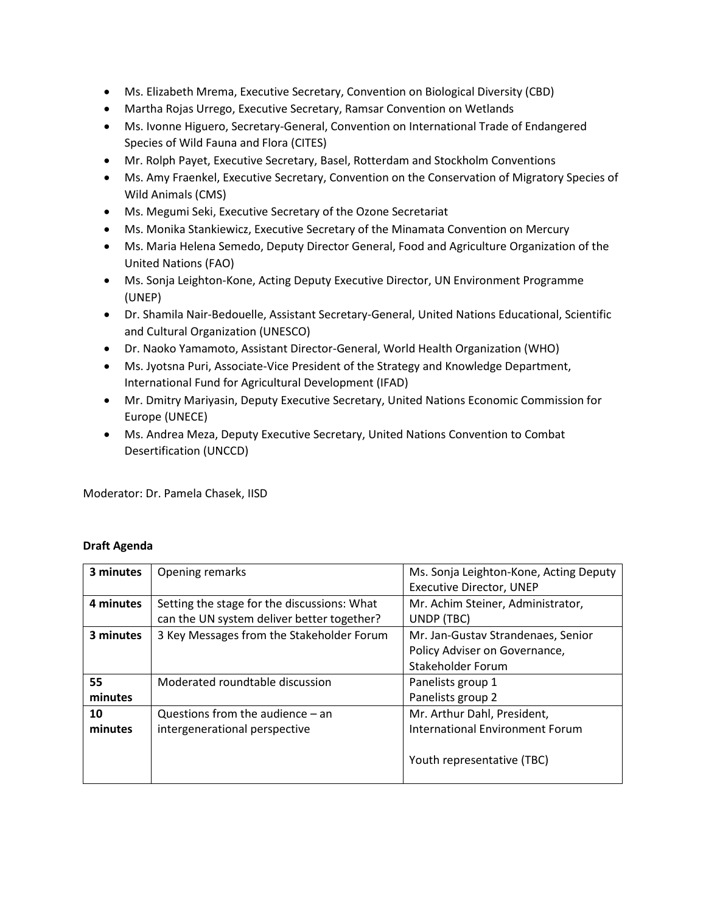- Ms. Elizabeth Mrema, Executive Secretary, Convention on Biological Diversity (CBD)
- Martha Rojas Urrego, Executive Secretary, Ramsar Convention on Wetlands
- Ms. Ivonne Higuero, Secretary-General, Convention on International Trade of Endangered Species of Wild Fauna and Flora (CITES)
- Mr. Rolph Payet, Executive Secretary, Basel, Rotterdam and Stockholm Conventions
- Ms. Amy Fraenkel, Executive Secretary, Convention on the Conservation of Migratory Species of Wild Animals (CMS)
- Ms. Megumi Seki, Executive Secretary of the Ozone Secretariat
- Ms. Monika Stankiewicz, Executive Secretary of the Minamata Convention on Mercury
- Ms. Maria Helena Semedo, Deputy Director General, Food and Agriculture Organization of the United Nations (FAO)
- Ms. Sonja Leighton-Kone, Acting Deputy Executive Director, UN Environment Programme (UNEP)
- Dr. Shamila Nair-Bedouelle, Assistant Secretary-General, United Nations Educational, Scientific and Cultural Organization (UNESCO)
- Dr. Naoko Yamamoto, Assistant Director-General, World Health Organization (WHO)
- Ms. Jyotsna Puri, Associate-Vice President of the Strategy and Knowledge Department, International Fund for Agricultural Development (IFAD)
- Mr. Dmitry Mariyasin, Deputy Executive Secretary, United Nations Economic Commission for Europe (UNECE)
- Ms. Andrea Meza, Deputy Executive Secretary, United Nations Convention to Combat Desertification (UNCCD)

Moderator: Dr. Pamela Chasek, IISD

**Draft Agenda**

| | | |
|---|---|---|
| **3 minutes** | Opening remarks | Ms. Sonja Leighton-Kone, Acting Deputy Executive Director, UNEP |
| **4 minutes** | Setting the stage for the discussions: What can the UN system deliver better together? | Mr. Achim Steiner, Administrator, UNDP (TBC) |
| **3 minutes** | 3 Key Messages from the Stakeholder Forum | Mr. Jan-Gustav Strandenaes, Senior Policy Adviser on Governance, Stakeholder Forum |
| **55 minutes** | Moderated roundtable discussion | Panelists group 1<br>Panelists group 2 |
| **10 minutes** | Questions from the audience – an intergenerational perspective | Mr. Arthur Dahl, President, International Environment Forum<br><br>Youth representative (TBC) |